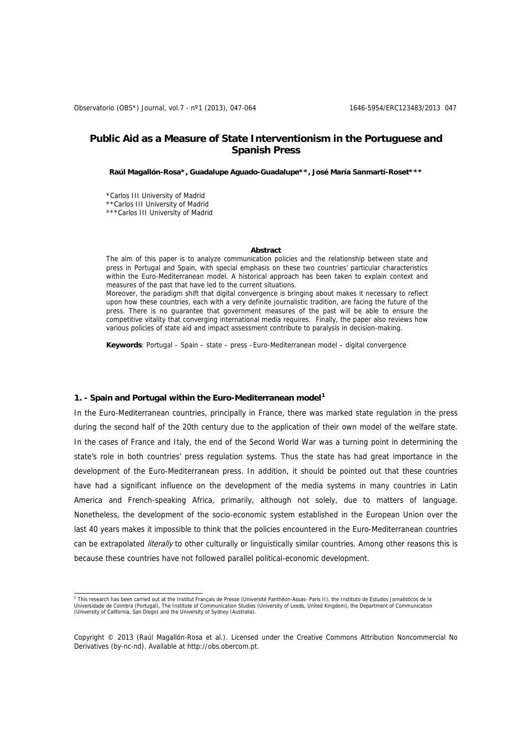# Public Aid as a Measure of State Interventionism in the Portuguese and Spanish Press

**Raúl Magallón-Rosa\*, Guadalupe Aguado-Guadalupe\*\*, José María Sanmartí-Roset\*\*\***

\*Carlos III University of Madrid
\*\*Carlos III University of Madrid
\*\*\*Carlos III University of Madrid

**Abstract**

The aim of this paper is to analyze communication policies and the relationship between state and press in Portugal and Spain, with special emphasis on these two countries' particular characteristics within the Euro-Mediterranean model. A historical approach has been taken to explain context and measures of the past that have led to the current situations.

Moreover, the paradigm shift that digital convergence is bringing about makes it necessary to reflect upon how these countries, each with a very definite journalistic tradition, are facing the future of the press. There is no guarantee that government measures of the past will be able to ensure the competitive vitality that converging international media requires. Finally, the paper also reviews how various policies of state aid and impact assessment contribute to paralysis in decision-making.

**Keywords**: Portugal – Spain – state – press –Euro-Mediterranean model – digital convergence

## 1. - Spain and Portugal within the Euro-Mediterranean model[1]

In the Euro-Mediterranean countries, principally in France, there was marked state regulation in the press during the second half of the 20th century due to the application of their own model of the welfare state. In the cases of France and Italy, the end of the Second World War was a turning point in determining the state's role in both countries' press regulation systems. Thus the state has had great importance in the development of the Euro-Mediterranean press. In addition, it should be pointed out that these countries have had a significant influence on the development of the media systems in many countries in Latin America and French-speaking Africa, primarily, although not solely, due to matters of language. Nonetheless, the development of the socio-economic system established in the European Union over the last 40 years makes it impossible to think that the policies encountered in the Euro-Mediterranean countries can be extrapolated *literally* to other culturally or linguistically similar countries. Among other reasons this is because these countries have not followed parallel political-economic development.

[1] This research has been carried out at the Institut Français de Presse (Université Panthéon-Assas- Paris II), the Instituto de Estudos Jornalísticos de la Universidade de Coimbra (Portugal), The Institute of Communication Studies (University of Leeds, United Kingdom), the Department of Communication (University of California, San Diego) and the University of Sydney (Australia).

Copyright © 2013 (Raúl Magallón-Rosa et al.). Licensed under the Creative Commons Attribution Noncommercial No Derivatives (by-nc-nd). Available at http://obs.obercom.pt.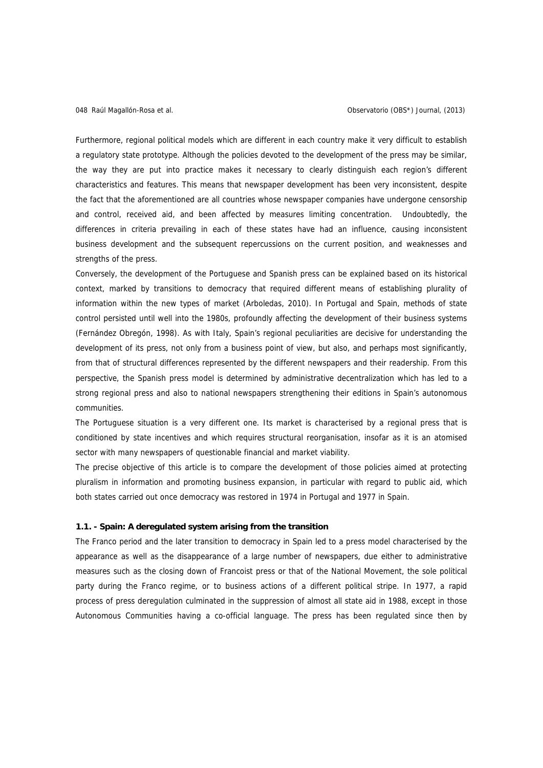Furthermore, regional political models which are different in each country make it very difficult to establish a regulatory state prototype. Although the policies devoted to the development of the press may be similar, the way they are put into practice makes it necessary to clearly distinguish each region's different characteristics and features. This means that newspaper development has been very inconsistent, despite the fact that the aforementioned are all countries whose newspaper companies have undergone censorship and control, received aid, and been affected by measures limiting concentration. Undoubtedly, the differences in criteria prevailing in each of these states have had an influence, causing inconsistent business development and the subsequent repercussions on the current position, and weaknesses and strengths of the press.

Conversely, the development of the Portuguese and Spanish press can be explained based on its historical context, marked by transitions to democracy that required different means of establishing plurality of information within the new types of market (Arboledas, 2010). In Portugal and Spain, methods of state control persisted until well into the 1980s, profoundly affecting the development of their business systems (Fernández Obregón, 1998). As with Italy, Spain's regional peculiarities are decisive for understanding the development of its press, not only from a business point of view, but also, and perhaps most significantly, from that of structural differences represented by the different newspapers and their readership. From this perspective, the Spanish press model is determined by administrative decentralization which has led to a strong regional press and also to national newspapers strengthening their editions in Spain's autonomous communities.

The Portuguese situation is a very different one. Its market is characterised by a regional press that is conditioned by state incentives and which requires structural reorganisation, insofar as it is an atomised sector with many newspapers of questionable financial and market viability.

The precise objective of this article is to compare the development of those policies aimed at protecting pluralism in information and promoting business expansion, in particular with regard to public aid, which both states carried out once democracy was restored in 1974 in Portugal and 1977 in Spain.

### 1.1. - Spain: A deregulated system arising from the transition

The Franco period and the later transition to democracy in Spain led to a press model characterised by the appearance as well as the disappearance of a large number of newspapers, due either to administrative measures such as the closing down of Francoist press or that of the National Movement, the sole political party during the Franco regime, or to business actions of a different political stripe. In 1977, a rapid process of press deregulation culminated in the suppression of almost all state aid in 1988, except in those Autonomous Communities having a co-official language. The press has been regulated since then by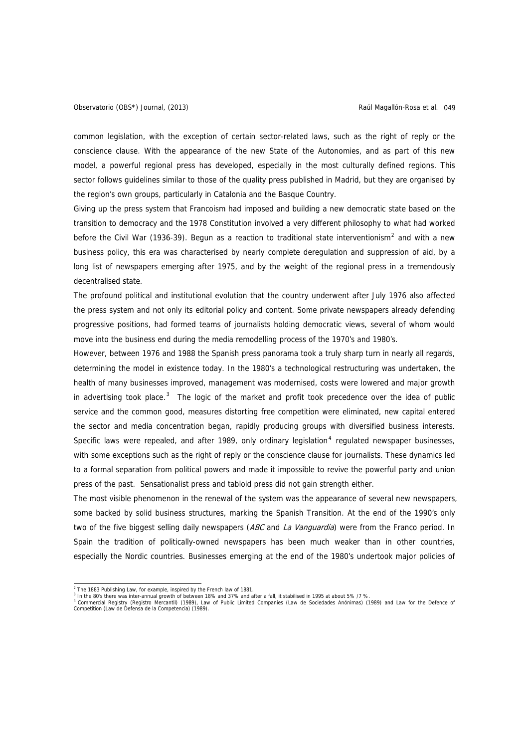common legislation, with the exception of certain sector-related laws, such as the right of reply or the conscience clause. With the appearance of the new State of the Autonomies, and as part of this new model, a powerful regional press has developed, especially in the most culturally defined regions. This sector follows guidelines similar to those of the quality press published in Madrid, but they are organised by the region's own groups, particularly in Catalonia and the Basque Country.

Giving up the press system that Francoism had imposed and building a new democratic state based on the transition to democracy and the 1978 Constitution involved a very different philosophy to what had worked before the Civil War (1936-39). Begun as a reaction to traditional state interventionism[2] and with a new business policy, this era was characterised by nearly complete deregulation and suppression of aid, by a long list of newspapers emerging after 1975, and by the weight of the regional press in a tremendously decentralised state.

The profound political and institutional evolution that the country underwent after July 1976 also affected the press system and not only its editorial policy and content. Some private newspapers already defending progressive positions, had formed teams of journalists holding democratic views, several of whom would move into the business end during the media remodelling process of the 1970's and 1980's.

However, between 1976 and 1988 the Spanish press panorama took a truly sharp turn in nearly all regards, determining the model in existence today. In the 1980's a technological restructuring was undertaken, the health of many businesses improved, management was modernised, costs were lowered and major growth in advertising took place.[3] The logic of the market and profit took precedence over the idea of public service and the common good, measures distorting free competition were eliminated, new capital entered the sector and media concentration began, rapidly producing groups with diversified business interests. Specific laws were repealed, and after 1989, only ordinary legislation[4] regulated newspaper businesses, with some exceptions such as the right of reply or the conscience clause for journalists. These dynamics led to a formal separation from political powers and made it impossible to revive the powerful party and union press of the past. Sensationalist press and tabloid press did not gain strength either.

The most visible phenomenon in the renewal of the system was the appearance of several new newspapers, some backed by solid business structures, marking the Spanish Transition. At the end of the 1990's only two of the five biggest selling daily newspapers (*ABC* and *La Vanguardia*) were from the Franco period. In Spain the tradition of politically-owned newspapers has been much weaker than in other countries, especially the Nordic countries. Businesses emerging at the end of the 1980's undertook major policies of

---

[2] The 1883 Publishing Law, for example, inspired by the French law of 1881.

[3] In the 80's there was inter-annual growth of between 18% and 37% and after a fall, it stabilised in 1995 at about 5% /7 %.

[4] Commercial Registry (Registro Mercantil) (1989), Law of Public Limited Companies (Law de Sociedades Anónimas) (1989) and Law for the Defence of Competition (Law de Defensa de la Competencia) (1989).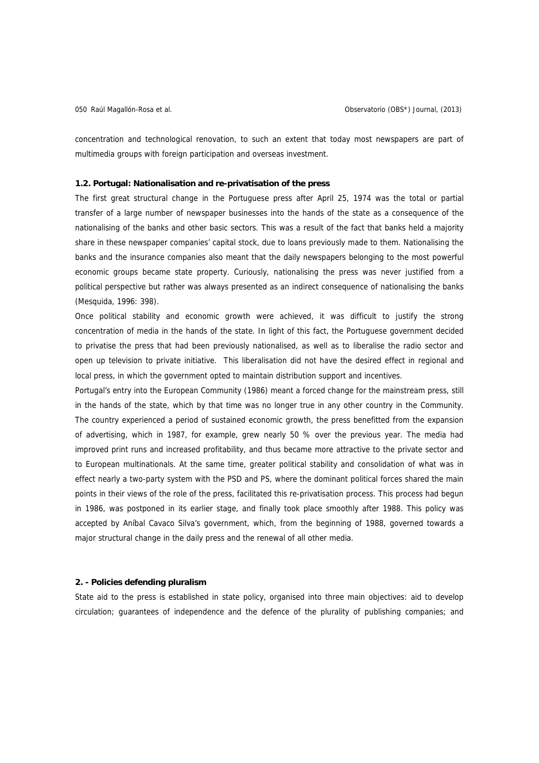concentration and technological renovation, to such an extent that today most newspapers are part of multimedia groups with foreign participation and overseas investment.

### 1.2. Portugal: Nationalisation and re-privatisation of the press

The first great structural change in the Portuguese press after April 25, 1974 was the total or partial transfer of a large number of newspaper businesses into the hands of the state as a consequence of the nationalising of the banks and other basic sectors. This was a result of the fact that banks held a majority share in these newspaper companies' capital stock, due to loans previously made to them. Nationalising the banks and the insurance companies also meant that the daily newspapers belonging to the most powerful economic groups became state property. Curiously, nationalising the press was never justified from a political perspective but rather was always presented as an indirect consequence of nationalising the banks (Mesquida, 1996: 398).

Once political stability and economic growth were achieved, it was difficult to justify the strong concentration of media in the hands of the state. In light of this fact, the Portuguese government decided to privatise the press that had been previously nationalised, as well as to liberalise the radio sector and open up television to private initiative. This liberalisation did not have the desired effect in regional and local press, in which the government opted to maintain distribution support and incentives.

Portugal's entry into the European Community (1986) meant a forced change for the mainstream press, still in the hands of the state, which by that time was no longer true in any other country in the Community. The country experienced a period of sustained economic growth, the press benefitted from the expansion of advertising, which in 1987, for example, grew nearly 50 % over the previous year. The media had improved print runs and increased profitability, and thus became more attractive to the private sector and to European multinationals. At the same time, greater political stability and consolidation of what was in effect nearly a two-party system with the PSD and PS, where the dominant political forces shared the main points in their views of the role of the press, facilitated this re-privatisation process. This process had begun in 1986, was postponed in its earlier stage, and finally took place smoothly after 1988. This policy was accepted by Aníbal Cavaco Silva's government, which, from the beginning of 1988, governed towards a major structural change in the daily press and the renewal of all other media.

## 2. - Policies defending pluralism

State aid to the press is established in state policy, organised into three main objectives: aid to develop circulation; guarantees of independence and the defence of the plurality of publishing companies; and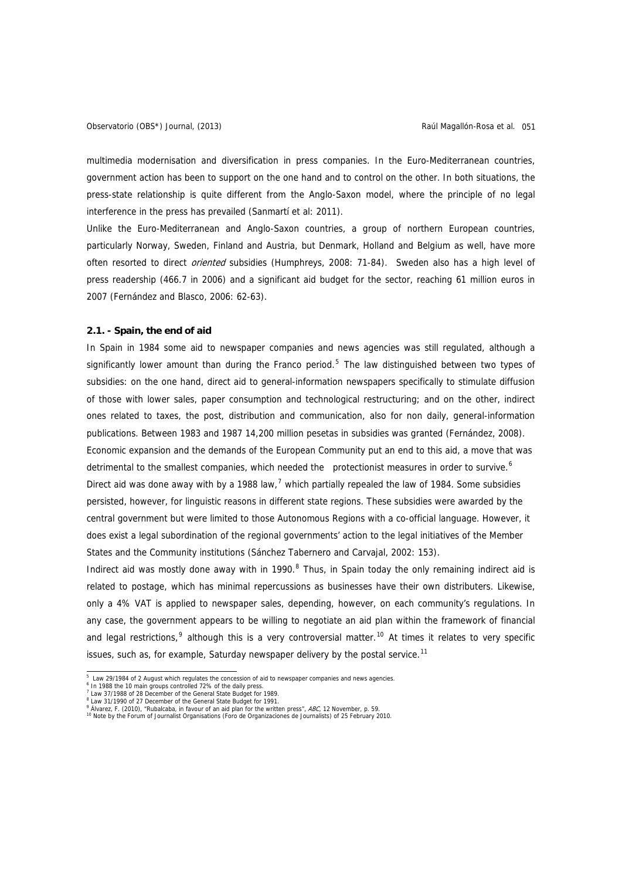multimedia modernisation and diversification in press companies. In the Euro-Mediterranean countries, government action has been to support on the one hand and to control on the other. In both situations, the press-state relationship is quite different from the Anglo-Saxon model, where the principle of no legal interference in the press has prevailed (Sanmartí et al: 2011).

Unlike the Euro-Mediterranean and Anglo-Saxon countries, a group of northern European countries, particularly Norway, Sweden, Finland and Austria, but Denmark, Holland and Belgium as well, have more often resorted to direct *oriented* subsidies (Humphreys, 2008: 71-84). Sweden also has a high level of press readership (466.7 in 2006) and a significant aid budget for the sector, reaching 61 million euros in 2007 (Fernández and Blasco, 2006: 62-63).

### 2.1. - Spain, the end of aid

In Spain in 1984 some aid to newspaper companies and news agencies was still regulated, although a significantly lower amount than during the Franco period.[5] The law distinguished between two types of subsidies: on the one hand, direct aid to general-information newspapers specifically to stimulate diffusion of those with lower sales, paper consumption and technological restructuring; and on the other, indirect ones related to taxes, the post, distribution and communication, also for non daily, general-information publications. Between 1983 and 1987 14,200 million pesetas in subsidies was granted (Fernández, 2008).

Economic expansion and the demands of the European Community put an end to this aid, a move that was detrimental to the smallest companies, which needed the protectionist measures in order to survive.[6]

Direct aid was done away with by a 1988 law,[7] which partially repealed the law of 1984. Some subsidies persisted, however, for linguistic reasons in different state regions. These subsidies were awarded by the central government but were limited to those Autonomous Regions with a co-official language. However, it does exist a legal subordination of the regional governments' action to the legal initiatives of the Member States and the Community institutions (Sánchez Tabernero and Carvajal, 2002: 153).

Indirect aid was mostly done away with in 1990.[8] Thus, in Spain today the only remaining indirect aid is related to postage, which has minimal repercussions as businesses have their own distributers. Likewise, only a 4% VAT is applied to newspaper sales, depending, however, on each community's regulations. In any case, the government appears to be willing to negotiate an aid plan within the framework of financial and legal restrictions,[9] although this is a very controversial matter.[10] At times it relates to very specific issues, such as, for example, Saturday newspaper delivery by the postal service.[11]

---

[5] Law 29/1984 of 2 August which regulates the concession of aid to newspaper companies and news agencies.

[6] In 1988 the 10 main groups controlled 72% of the daily press.

[7] Law 37/1988 of 28 December of the General State Budget for 1989.

[8] Law 31/1990 of 27 December of the General State Budget for 1991.

[9] Álvarez, F. (2010), "Rubalcaba, in favour of an aid plan for the written press", *ABC*, 12 November, p. 59.

[10] Note by the Forum of Journalist Organisations (Foro de Organizaciones de Journalists) of 25 February 2010.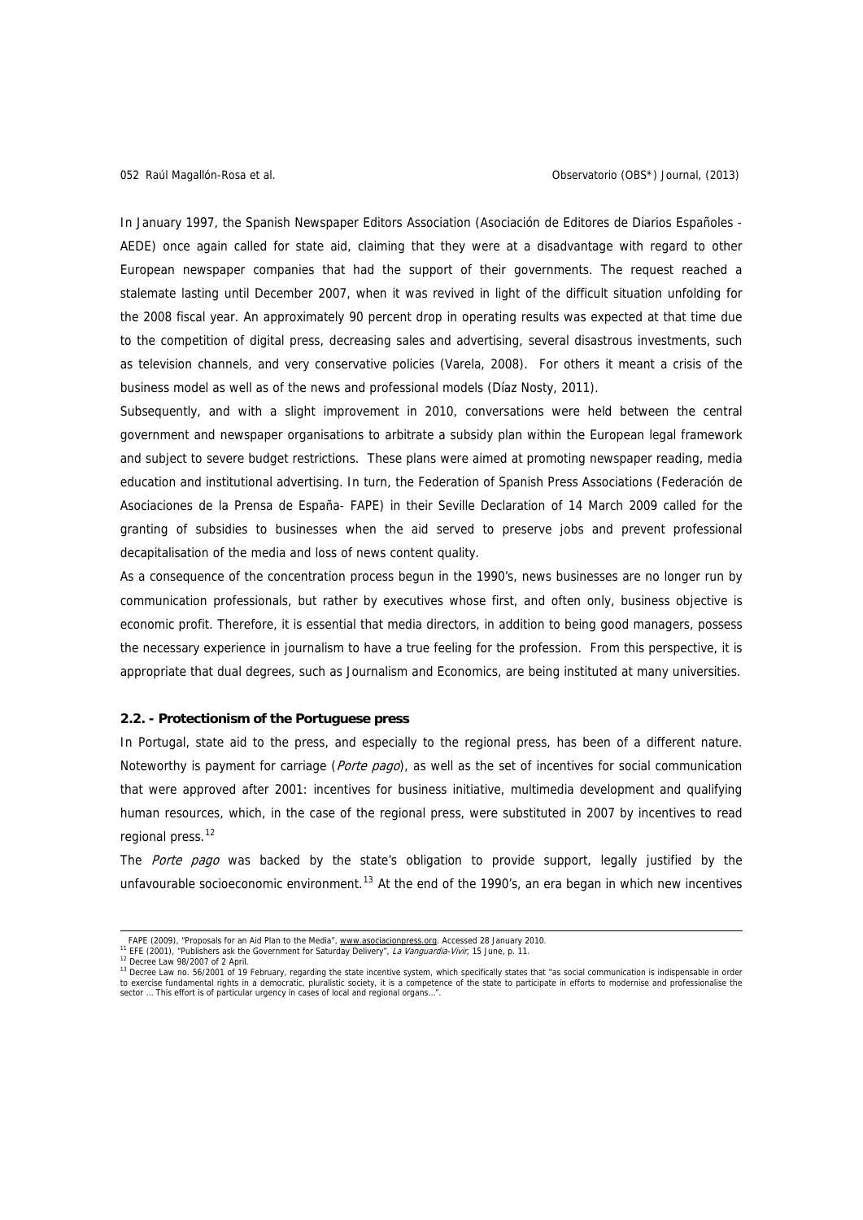In January 1997, the Spanish Newspaper Editors Association (Asociación de Editores de Diarios Españoles - AEDE) once again called for state aid, claiming that they were at a disadvantage with regard to other European newspaper companies that had the support of their governments. The request reached a stalemate lasting until December 2007, when it was revived in light of the difficult situation unfolding for the 2008 fiscal year. An approximately 90 percent drop in operating results was expected at that time due to the competition of digital press, decreasing sales and advertising, several disastrous investments, such as television channels, and very conservative policies (Varela, 2008). For others it meant a crisis of the business model as well as of the news and professional models (Díaz Nosty, 2011).

Subsequently, and with a slight improvement in 2010, conversations were held between the central government and newspaper organisations to arbitrate a subsidy plan within the European legal framework and subject to severe budget restrictions. These plans were aimed at promoting newspaper reading, media education and institutional advertising. In turn, the Federation of Spanish Press Associations (Federación de Asociaciones de la Prensa de España- FAPE) in their Seville Declaration of 14 March 2009 called for the granting of subsidies to businesses when the aid served to preserve jobs and prevent professional decapitalisation of the media and loss of news content quality.

As a consequence of the concentration process begun in the 1990's, news businesses are no longer run by communication professionals, but rather by executives whose first, and often only, business objective is economic profit. Therefore, it is essential that media directors, in addition to being good managers, possess the necessary experience in journalism to have a true feeling for the profession. From this perspective, it is appropriate that dual degrees, such as Journalism and Economics, are being instituted at many universities.

### 2.2. - Protectionism of the Portuguese press

In Portugal, state aid to the press, and especially to the regional press, has been of a different nature. Noteworthy is payment for carriage (*Porte pago*), as well as the set of incentives for social communication that were approved after 2001: incentives for business initiative, multimedia development and qualifying human resources, which, in the case of the regional press, were substituted in 2007 by incentives to read regional press.[12]

The *Porte pago* was backed by the state's obligation to provide support, legally justified by the unfavourable socioeconomic environment.[13] At the end of the 1990's, an era began in which new incentives

---

FAPE (2009), "Proposals for an Aid Plan to the Media", www.asociacionpress.org. Accessed 28 January 2010.

[11] EFE (2001), "Publishers ask the Government for Saturday Delivery", *La Vanguardia-Vivir*, 15 June, p. 11.

[12] Decree Law 98/2007 of 2 April.

[13] Decree Law no. 56/2001 of 19 February, regarding the state incentive system, which specifically states that "as social communication is indispensable in order to exercise fundamental rights in a democratic, pluralistic society, it is a competence of the state to participate in efforts to modernise and professionalise the sector ... This effort is of particular urgency in cases of local and regional organs...".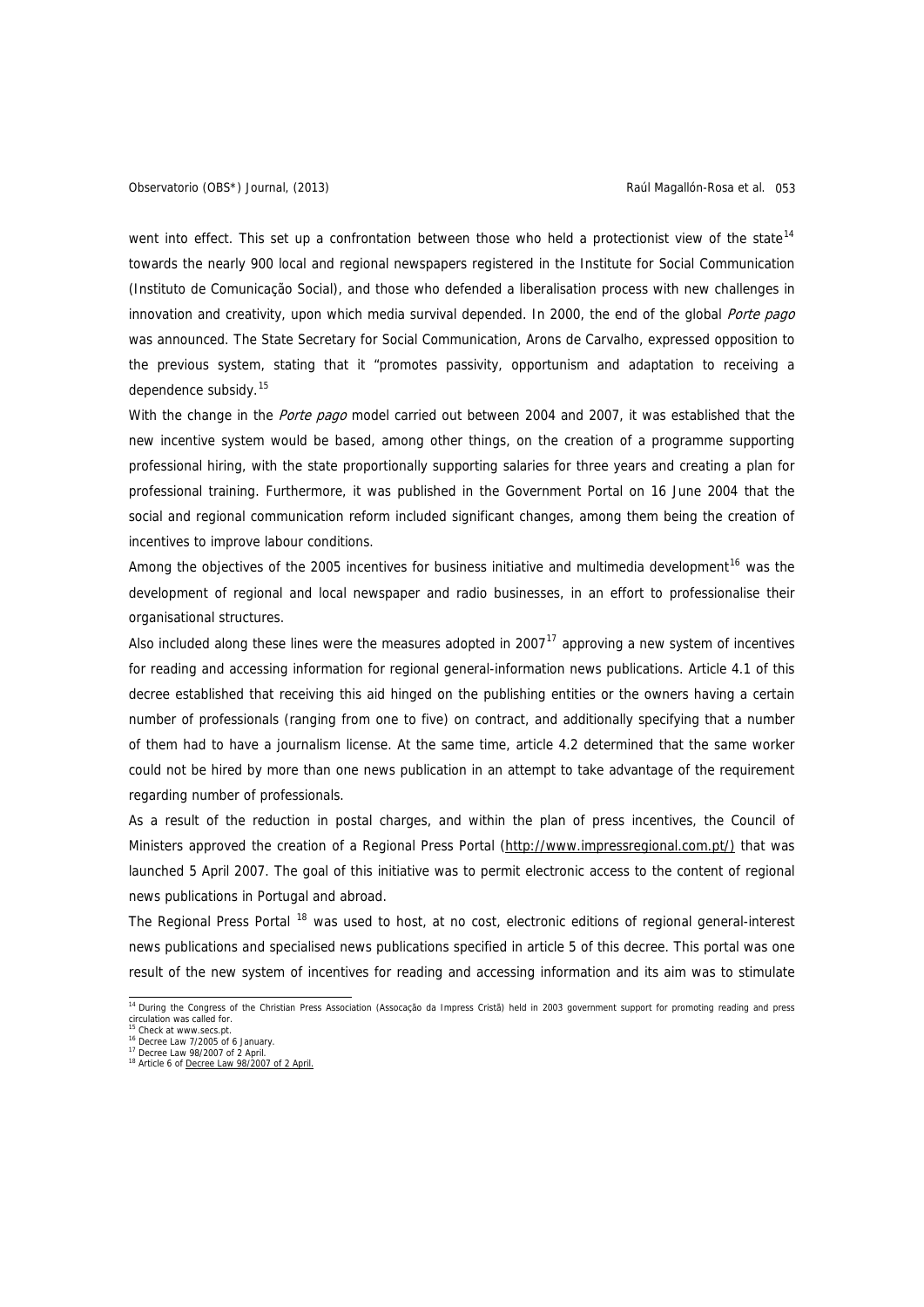went into effect. This set up a confrontation between those who held a protectionist view of the state[14] towards the nearly 900 local and regional newspapers registered in the Institute for Social Communication (Instituto de Comunicação Social), and those who defended a liberalisation process with new challenges in innovation and creativity, upon which media survival depended. In 2000, the end of the global *Porte pago* was announced. The State Secretary for Social Communication, Arons de Carvalho, expressed opposition to the previous system, stating that it "promotes passivity, opportunism and adaptation to receiving a dependence subsidy.[15]

With the change in the *Porte pago* model carried out between 2004 and 2007, it was established that the new incentive system would be based, among other things, on the creation of a programme supporting professional hiring, with the state proportionally supporting salaries for three years and creating a plan for professional training. Furthermore, it was published in the Government Portal on 16 June 2004 that the social and regional communication reform included significant changes, among them being the creation of incentives to improve labour conditions.

Among the objectives of the 2005 incentives for business initiative and multimedia development[16] was the development of regional and local newspaper and radio businesses, in an effort to professionalise their organisational structures.

Also included along these lines were the measures adopted in 2007[17] approving a new system of incentives for reading and accessing information for regional general-information news publications. Article 4.1 of this decree established that receiving this aid hinged on the publishing entities or the owners having a certain number of professionals (ranging from one to five) on contract, and additionally specifying that a number of them had to have a journalism license. At the same time, article 4.2 determined that the same worker could not be hired by more than one news publication in an attempt to take advantage of the requirement regarding number of professionals.

As a result of the reduction in postal charges, and within the plan of press incentives, the Council of Ministers approved the creation of a Regional Press Portal (http://www.impressregional.com.pt/) that was launched 5 April 2007. The goal of this initiative was to permit electronic access to the content of regional news publications in Portugal and abroad.

The Regional Press Portal [18] was used to host, at no cost, electronic editions of regional general-interest news publications and specialised news publications specified in article 5 of this decree. This portal was one result of the new system of incentives for reading and accessing information and its aim was to stimulate

---

[14] During the Congress of the Christian Press Association (Assocação da Impress Cristã) held in 2003 government support for promoting reading and press circulation was called for.

[15] Check at www.secs.pt.

[16] Decree Law 7/2005 of 6 January.

[17] Decree Law 98/2007 of 2 April.

[18] Article 6 of Decree Law 98/2007 of 2 April.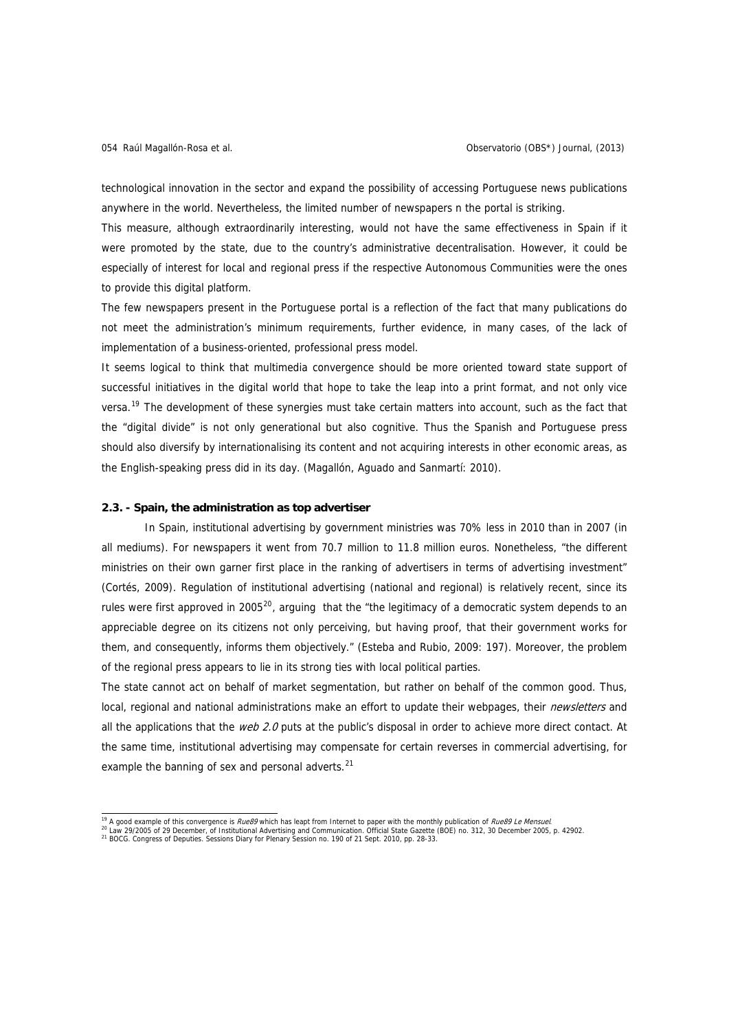technological innovation in the sector and expand the possibility of accessing Portuguese news publications anywhere in the world. Nevertheless, the limited number of newspapers n the portal is striking.

This measure, although extraordinarily interesting, would not have the same effectiveness in Spain if it were promoted by the state, due to the country's administrative decentralisation. However, it could be especially of interest for local and regional press if the respective Autonomous Communities were the ones to provide this digital platform.

The few newspapers present in the Portuguese portal is a reflection of the fact that many publications do not meet the administration's minimum requirements, further evidence, in many cases, of the lack of implementation of a business-oriented, professional press model.

It seems logical to think that multimedia convergence should be more oriented toward state support of successful initiatives in the digital world that hope to take the leap into a print format, and not only vice versa.[19] The development of these synergies must take certain matters into account, such as the fact that the "digital divide" is not only generational but also cognitive. Thus the Spanish and Portuguese press should also diversify by internationalising its content and not acquiring interests in other economic areas, as the English-speaking press did in its day. (Magallón, Aguado and Sanmartí: 2010).

### 2.3. - Spain, the administration as top advertiser

In Spain, institutional advertising by government ministries was 70% less in 2010 than in 2007 (in all mediums). For newspapers it went from 70.7 million to 11.8 million euros. Nonetheless, "the different ministries on their own garner first place in the ranking of advertisers in terms of advertising investment" (Cortés, 2009). Regulation of institutional advertising (national and regional) is relatively recent, since its rules were first approved in 2005[20], arguing that the "the legitimacy of a democratic system depends to an appreciable degree on its citizens not only perceiving, but having proof, that their government works for them, and consequently, informs them objectively." (Esteba and Rubio, 2009: 197). Moreover, the problem of the regional press appears to lie in its strong ties with local political parties.

The state cannot act on behalf of market segmentation, but rather on behalf of the common good. Thus, local, regional and national administrations make an effort to update their webpages, their *newsletters* and all the applications that the *web 2.0* puts at the public's disposal in order to achieve more direct contact. At the same time, institutional advertising may compensate for certain reverses in commercial advertising, for example the banning of sex and personal adverts.[21]

---

[19] A good example of this convergence is *Rue89* which has leapt from Internet to paper with the monthly publication of *Rue89 Le Mensuel*.

[20] Law 29/2005 of 29 December, of Institutional Advertising and Communication. Official State Gazette (BOE) no. 312, 30 December 2005, p. 42902.

[21] BOCG. Congress of Deputies. Sessions Diary for Plenary Session no. 190 of 21 Sept. 2010, pp. 28-33.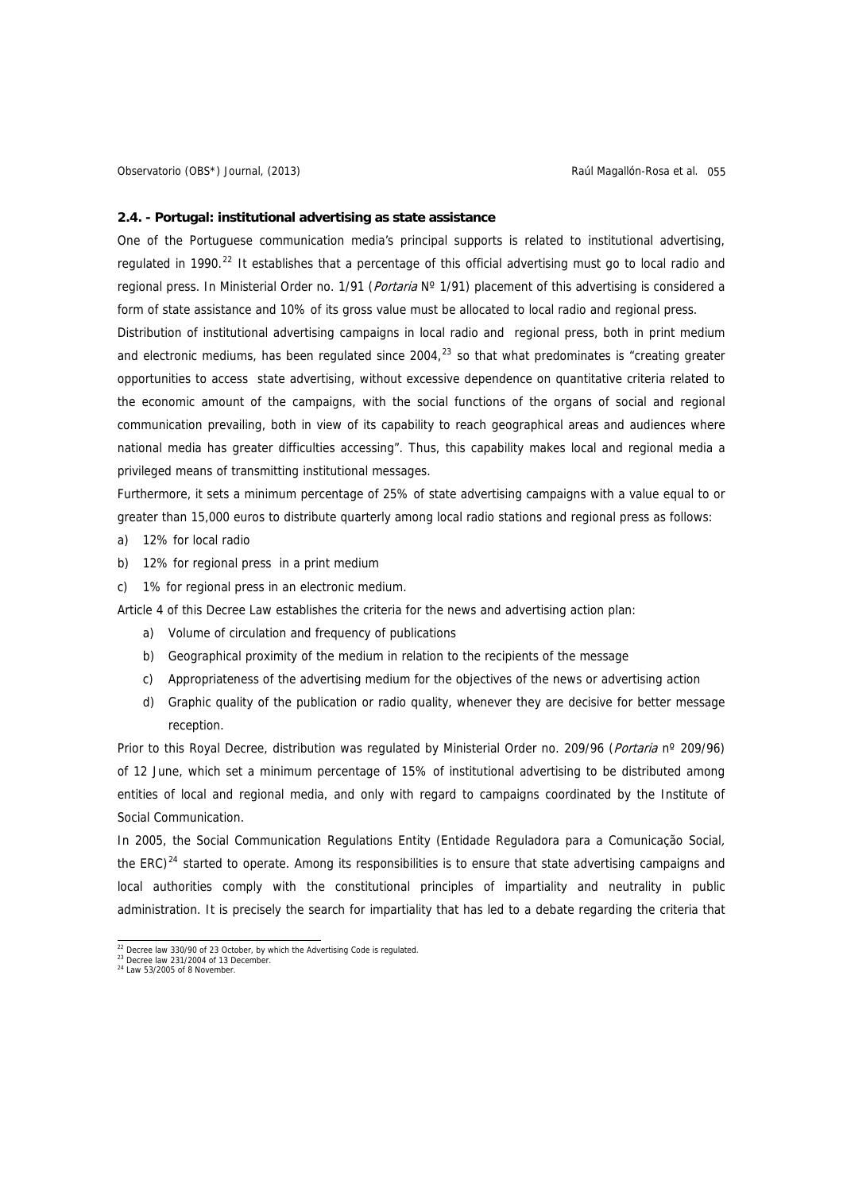**2.4. - Portugal: institutional advertising as state assistance**

One of the Portuguese communication media's principal supports is related to institutional advertising, regulated in 1990.[22] It establishes that a percentage of this official advertising must go to local radio and regional press. In Ministerial Order no. 1/91 (*Portaria* Nº 1/91) placement of this advertising is considered a form of state assistance and 10% of its gross value must be allocated to local radio and regional press.

Distribution of institutional advertising campaigns in local radio and regional press, both in print medium and electronic mediums, has been regulated since 2004,[23] so that what predominates is "creating greater opportunities to access state advertising, without excessive dependence on quantitative criteria related to the economic amount of the campaigns, with the social functions of the organs of social and regional communication prevailing, both in view of its capability to reach geographical areas and audiences where national media has greater difficulties accessing". Thus, this capability makes local and regional media a privileged means of transmitting institutional messages.

Furthermore, it sets a minimum percentage of 25% of state advertising campaigns with a value equal to or greater than 15,000 euros to distribute quarterly among local radio stations and regional press as follows:

a) 12% for local radio
b) 12% for regional press in a print medium
c) 1% for regional press in an electronic medium.

Article 4 of this Decree Law establishes the criteria for the news and advertising action plan:

a) Volume of circulation and frequency of publications
b) Geographical proximity of the medium in relation to the recipients of the message
c) Appropriateness of the advertising medium for the objectives of the news or advertising action
d) Graphic quality of the publication or radio quality, whenever they are decisive for better message reception.

Prior to this Royal Decree, distribution was regulated by Ministerial Order no. 209/96 (*Portaria* nº 209/96) of 12 June, which set a minimum percentage of 15% of institutional advertising to be distributed among entities of local and regional media, and only with regard to campaigns coordinated by the Institute of Social Communication.

In 2005, the Social Communication Regulations Entity (Entidade Reguladora para a Comunicação Social, the ERC)[24] started to operate. Among its responsibilities is to ensure that state advertising campaigns and local authorities comply with the constitutional principles of impartiality and neutrality in public administration. It is precisely the search for impartiality that has led to a debate regarding the criteria that

---

[22] Decree law 330/90 of 23 October, by which the Advertising Code is regulated.
[23] Decree law 231/2004 of 13 December.
[24] Law 53/2005 of 8 November.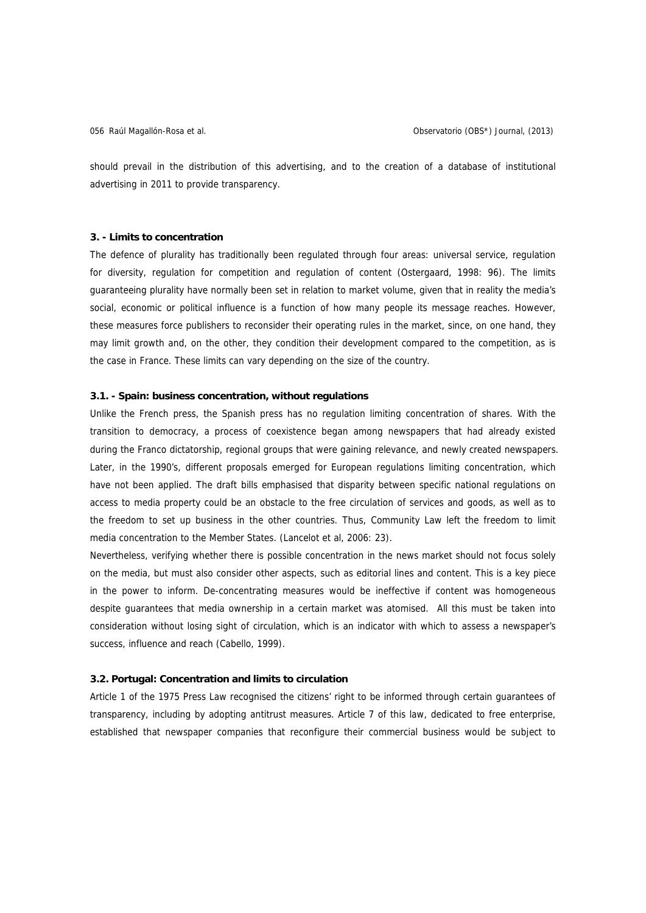should prevail in the distribution of this advertising, and to the creation of a database of institutional advertising in 2011 to provide transparency.

### 3. - Limits to concentration

The defence of plurality has traditionally been regulated through four areas: universal service, regulation for diversity, regulation for competition and regulation of content (Ostergaard, 1998: 96). The limits guaranteeing plurality have normally been set in relation to market volume, given that in reality the media's social, economic or political influence is a function of how many people its message reaches. However, these measures force publishers to reconsider their operating rules in the market, since, on one hand, they may limit growth and, on the other, they condition their development compared to the competition, as is the case in France. These limits can vary depending on the size of the country.

#### 3.1. - Spain: business concentration, without regulations

Unlike the French press, the Spanish press has no regulation limiting concentration of shares. With the transition to democracy, a process of coexistence began among newspapers that had already existed during the Franco dictatorship, regional groups that were gaining relevance, and newly created newspapers. Later, in the 1990's, different proposals emerged for European regulations limiting concentration, which have not been applied. The draft bills emphasised that disparity between specific national regulations on access to media property could be an obstacle to the free circulation of services and goods, as well as to the freedom to set up business in the other countries. Thus, Community Law left the freedom to limit media concentration to the Member States. (Lancelot et al, 2006: 23).

Nevertheless, verifying whether there is possible concentration in the news market should not focus solely on the media, but must also consider other aspects, such as editorial lines and content. This is a key piece in the power to inform. De-concentrating measures would be ineffective if content was homogeneous despite guarantees that media ownership in a certain market was atomised. All this must be taken into consideration without losing sight of circulation, which is an indicator with which to assess a newspaper's success, influence and reach (Cabello, 1999).

#### 3.2. Portugal: Concentration and limits to circulation

Article 1 of the 1975 Press Law recognised the citizens' right to be informed through certain guarantees of transparency, including by adopting antitrust measures. Article 7 of this law, dedicated to free enterprise, established that newspaper companies that reconfigure their commercial business would be subject to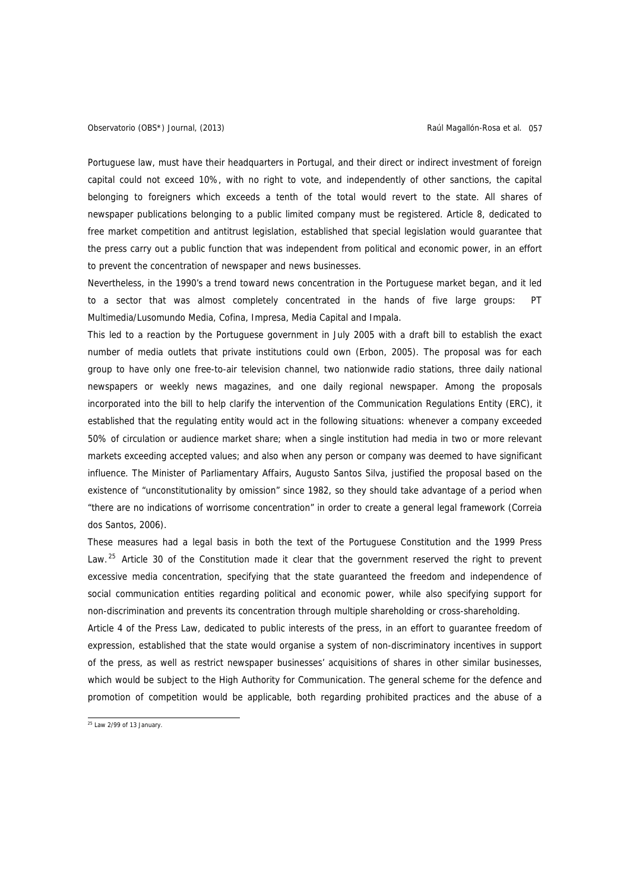Portuguese law, must have their headquarters in Portugal, and their direct or indirect investment of foreign capital could not exceed 10%, with no right to vote, and independently of other sanctions, the capital belonging to foreigners which exceeds a tenth of the total would revert to the state. All shares of newspaper publications belonging to a public limited company must be registered. Article 8, dedicated to free market competition and antitrust legislation, established that special legislation would guarantee that the press carry out a public function that was independent from political and economic power, in an effort to prevent the concentration of newspaper and news businesses.

Nevertheless, in the 1990's a trend toward news concentration in the Portuguese market began, and it led to a sector that was almost completely concentrated in the hands of five large groups: PT Multimedia/Lusomundo Media, Cofina, Impresa, Media Capital and Impala.

This led to a reaction by the Portuguese government in July 2005 with a draft bill to establish the exact number of media outlets that private institutions could own (Erbon, 2005). The proposal was for each group to have only one free-to-air television channel, two nationwide radio stations, three daily national newspapers or weekly news magazines, and one daily regional newspaper. Among the proposals incorporated into the bill to help clarify the intervention of the Communication Regulations Entity (ERC), it established that the regulating entity would act in the following situations: whenever a company exceeded 50% of circulation or audience market share; when a single institution had media in two or more relevant markets exceeding accepted values; and also when any person or company was deemed to have significant influence. The Minister of Parliamentary Affairs, Augusto Santos Silva, justified the proposal based on the existence of "unconstitutionality by omission" since 1982, so they should take advantage of a period when "there are no indications of worrisome concentration" in order to create a general legal framework (Correia dos Santos, 2006).

These measures had a legal basis in both the text of the Portuguese Constitution and the 1999 Press Law.[25] Article 30 of the Constitution made it clear that the government reserved the right to prevent excessive media concentration, specifying that the state guaranteed the freedom and independence of social communication entities regarding political and economic power, while also specifying support for non-discrimination and prevents its concentration through multiple shareholding or cross-shareholding.

Article 4 of the Press Law, dedicated to public interests of the press, in an effort to guarantee freedom of expression, established that the state would organise a system of non-discriminatory incentives in support of the press, as well as restrict newspaper businesses' acquisitions of shares in other similar businesses, which would be subject to the High Authority for Communication. The general scheme for the defence and promotion of competition would be applicable, both regarding prohibited practices and the abuse of a

[25] Law 2/99 of 13 January.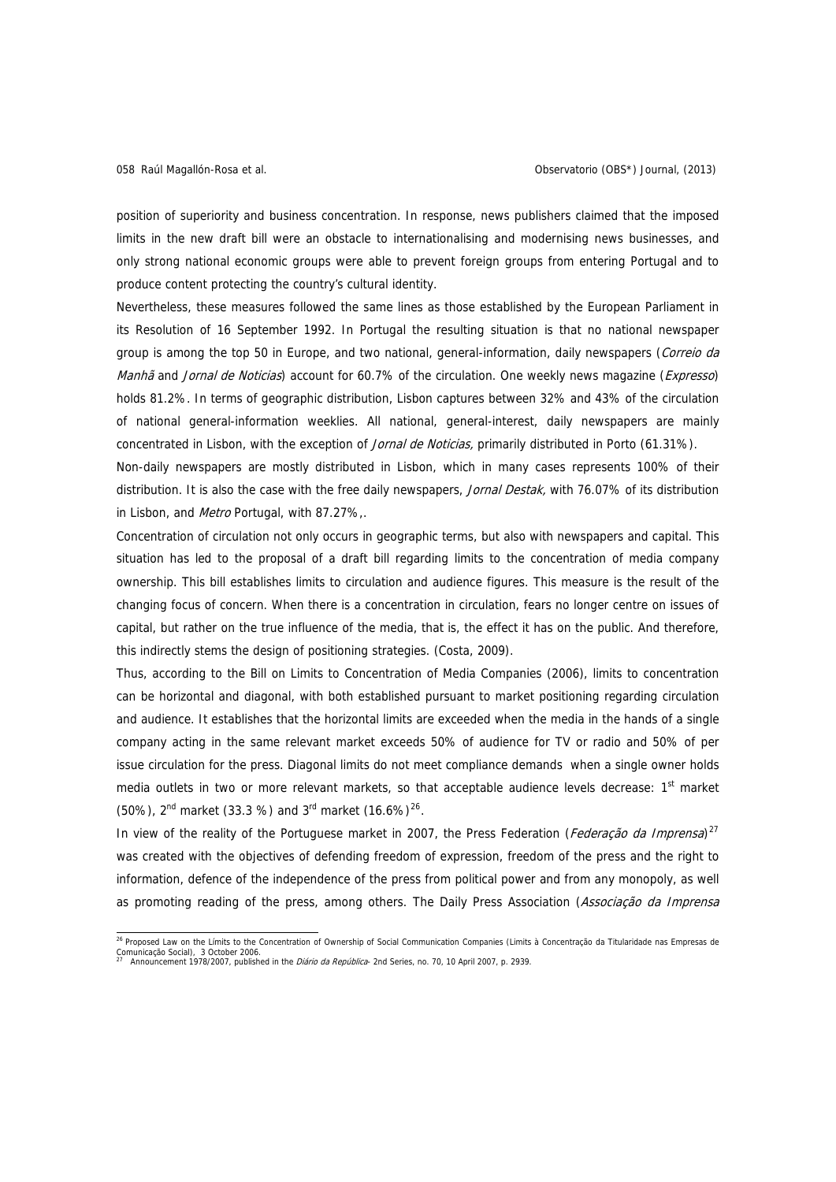position of superiority and business concentration. In response, news publishers claimed that the imposed limits in the new draft bill were an obstacle to internationalising and modernising news businesses, and only strong national economic groups were able to prevent foreign groups from entering Portugal and to produce content protecting the country's cultural identity.

Nevertheless, these measures followed the same lines as those established by the European Parliament in its Resolution of 16 September 1992. In Portugal the resulting situation is that no national newspaper group is among the top 50 in Europe, and two national, general-information, daily newspapers (*Correio da Manhã* and *Jornal de Noticias*) account for 60.7% of the circulation. One weekly news magazine (*Expresso*) holds 81.2%. In terms of geographic distribution, Lisbon captures between 32% and 43% of the circulation of national general-information weeklies. All national, general-interest, daily newspapers are mainly concentrated in Lisbon, with the exception of *Jornal de Noticias,* primarily distributed in Porto (61.31%).

Non-daily newspapers are mostly distributed in Lisbon, which in many cases represents 100% of their distribution. It is also the case with the free daily newspapers, *Jornal Destak,* with 76.07% of its distribution in Lisbon, and *Metro* Portugal, with 87.27%,.

Concentration of circulation not only occurs in geographic terms, but also with newspapers and capital. This situation has led to the proposal of a draft bill regarding limits to the concentration of media company ownership. This bill establishes limits to circulation and audience figures. This measure is the result of the changing focus of concern. When there is a concentration in circulation, fears no longer centre on issues of capital, but rather on the true influence of the media, that is, the effect it has on the public. And therefore, this indirectly stems the design of positioning strategies. (Costa, 2009).

Thus, according to the Bill on Limits to Concentration of Media Companies (2006), limits to concentration can be horizontal and diagonal, with both established pursuant to market positioning regarding circulation and audience. It establishes that the horizontal limits are exceeded when the media in the hands of a single company acting in the same relevant market exceeds 50% of audience for TV or radio and 50% of per issue circulation for the press. Diagonal limits do not meet compliance demands when a single owner holds media outlets in two or more relevant markets, so that acceptable audience levels decrease: 1st market (50%), 2nd market (33.3 %) and 3rd market (16.6%)[26].

In view of the reality of the Portuguese market in 2007, the Press Federation (*Federação da Imprensa*)[27] was created with the objectives of defending freedom of expression, freedom of the press and the right to information, defence of the independence of the press from political power and from any monopoly, as well as promoting reading of the press, among others. The Daily Press Association (*Associação da Imprensa*

---

[26] Proposed Law on the Limits to the Concentration of Ownership of Social Communication Companies (Limits à Concentração da Titularidade nas Empresas de Comunicação Social), 3 October 2006.

[27] Announcement 1978/2007, published in the *Diário da República*- 2nd Series, no. 70, 10 April 2007, p. 2939.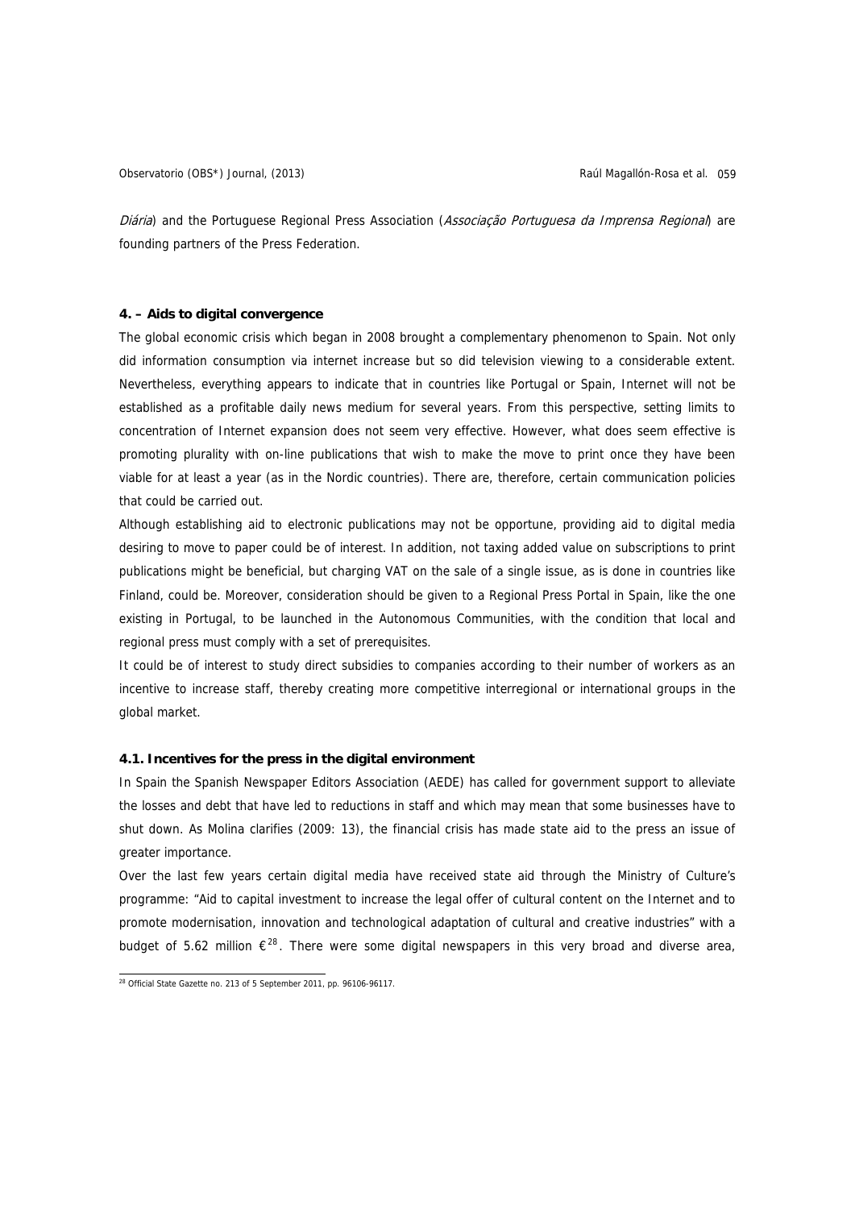*Diária*) and the Portuguese Regional Press Association (*Associação Portuguesa da Imprensa Regional*) are founding partners of the Press Federation.

#### 4. – Aids to digital convergence

The global economic crisis which began in 2008 brought a complementary phenomenon to Spain. Not only did information consumption via internet increase but so did television viewing to a considerable extent. Nevertheless, everything appears to indicate that in countries like Portugal or Spain, Internet will not be established as a profitable daily news medium for several years. From this perspective, setting limits to concentration of Internet expansion does not seem very effective. However, what does seem effective is promoting plurality with on-line publications that wish to make the move to print once they have been viable for at least a year (as in the Nordic countries). There are, therefore, certain communication policies that could be carried out.

Although establishing aid to electronic publications may not be opportune, providing aid to digital media desiring to move to paper could be of interest. In addition, not taxing added value on subscriptions to print publications might be beneficial, but charging VAT on the sale of a single issue, as is done in countries like Finland, could be. Moreover, consideration should be given to a Regional Press Portal in Spain, like the one existing in Portugal, to be launched in the Autonomous Communities, with the condition that local and regional press must comply with a set of prerequisites.

It could be of interest to study direct subsidies to companies according to their number of workers as an incentive to increase staff, thereby creating more competitive interregional or international groups in the global market.

#### 4.1. Incentives for the press in the digital environment

In Spain the Spanish Newspaper Editors Association (AEDE) has called for government support to alleviate the losses and debt that have led to reductions in staff and which may mean that some businesses have to shut down. As Molina clarifies (2009: 13), the financial crisis has made state aid to the press an issue of greater importance.

Over the last few years certain digital media have received state aid through the Ministry of Culture's programme: "Aid to capital investment to increase the legal offer of cultural content on the Internet and to promote modernisation, innovation and technological adaptation of cultural and creative industries" with a budget of 5.62 million €[28]. There were some digital newspapers in this very broad and diverse area,

[28] Official State Gazette no. 213 of 5 September 2011, pp. 96106-96117.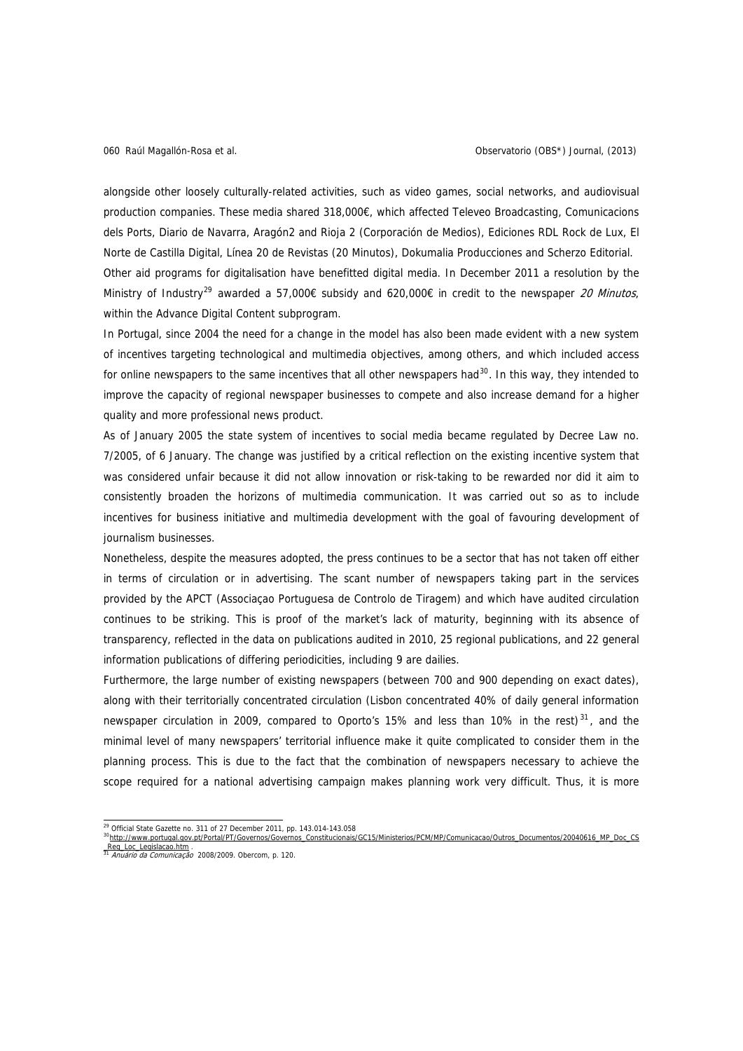alongside other loosely culturally-related activities, such as video games, social networks, and audiovisual production companies. These media shared 318,000€, which affected Televeo Broadcasting, Comunicacions dels Ports, Diario de Navarra, Aragón2 and Rioja 2 (Corporación de Medios), Ediciones RDL Rock de Lux, El Norte de Castilla Digital, Línea 20 de Revistas (20 Minutos), Dokumalia Producciones and Scherzo Editorial.

Other aid programs for digitalisation have benefitted digital media. In December 2011 a resolution by the Ministry of Industry[29] awarded a 57,000€ subsidy and 620,000€ in credit to the newspaper *20 Minutos*, within the Advance Digital Content subprogram.

In Portugal, since 2004 the need for a change in the model has also been made evident with a new system of incentives targeting technological and multimedia objectives, among others, and which included access for online newspapers to the same incentives that all other newspapers had[30]. In this way, they intended to improve the capacity of regional newspaper businesses to compete and also increase demand for a higher quality and more professional news product.

As of January 2005 the state system of incentives to social media became regulated by Decree Law no. 7/2005, of 6 January. The change was justified by a critical reflection on the existing incentive system that was considered unfair because it did not allow innovation or risk-taking to be rewarded nor did it aim to consistently broaden the horizons of multimedia communication. It was carried out so as to include incentives for business initiative and multimedia development with the goal of favouring development of journalism businesses.

Nonetheless, despite the measures adopted, the press continues to be a sector that has not taken off either in terms of circulation or in advertising. The scant number of newspapers taking part in the services provided by the APCT (Associaçao Portuguesa de Controlo de Tiragem) and which have audited circulation continues to be striking. This is proof of the market's lack of maturity, beginning with its absence of transparency, reflected in the data on publications audited in 2010, 25 regional publications, and 22 general information publications of differing periodicities, including 9 are dailies.

Furthermore, the large number of existing newspapers (between 700 and 900 depending on exact dates), along with their territorially concentrated circulation (Lisbon concentrated 40% of daily general information newspaper circulation in 2009, compared to Oporto's 15% and less than 10% in the rest)[31], and the minimal level of many newspapers' territorial influence make it quite complicated to consider them in the planning process. This is due to the fact that the combination of newspapers necessary to achieve the scope required for a national advertising campaign makes planning work very difficult. Thus, it is more

---

[29] Official State Gazette no. 311 of 27 December 2011, pp. 143.014-143.058

[30] http://www.portugal.gov.pt/Portal/PT/Governos/Governos_Constitucionais/GC15/Ministerios/PCM/MP/Comunicacao/Outros_Documentos/20040616_MP_Doc_CS_Reg_Loc_Legislacao.htm .

[31] *Anuário da Comunicação* 2008/2009. Obercom, p. 120.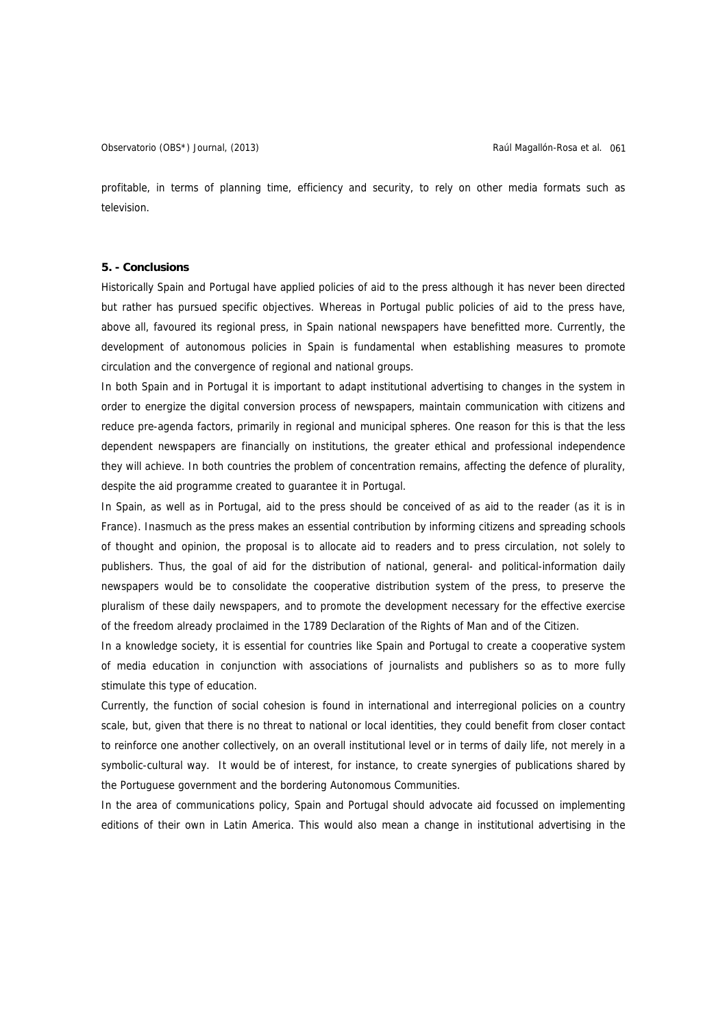profitable, in terms of planning time, efficiency and security, to rely on other media formats such as television.

**5. - Conclusions**

Historically Spain and Portugal have applied policies of aid to the press although it has never been directed but rather has pursued specific objectives. Whereas in Portugal public policies of aid to the press have, above all, favoured its regional press, in Spain national newspapers have benefitted more. Currently, the development of autonomous policies in Spain is fundamental when establishing measures to promote circulation and the convergence of regional and national groups.

In both Spain and in Portugal it is important to adapt institutional advertising to changes in the system in order to energize the digital conversion process of newspapers, maintain communication with citizens and reduce pre-agenda factors, primarily in regional and municipal spheres. One reason for this is that the less dependent newspapers are financially on institutions, the greater ethical and professional independence they will achieve. In both countries the problem of concentration remains, affecting the defence of plurality, despite the aid programme created to guarantee it in Portugal.

In Spain, as well as in Portugal, aid to the press should be conceived of as aid to the reader (as it is in France). Inasmuch as the press makes an essential contribution by informing citizens and spreading schools of thought and opinion, the proposal is to allocate aid to readers and to press circulation, not solely to publishers. Thus, the goal of aid for the distribution of national, general- and political-information daily newspapers would be to consolidate the cooperative distribution system of the press, to preserve the pluralism of these daily newspapers, and to promote the development necessary for the effective exercise of the freedom already proclaimed in the 1789 Declaration of the Rights of Man and of the Citizen.

In a knowledge society, it is essential for countries like Spain and Portugal to create a cooperative system of media education in conjunction with associations of journalists and publishers so as to more fully stimulate this type of education.

Currently, the function of social cohesion is found in international and interregional policies on a country scale, but, given that there is no threat to national or local identities, they could benefit from closer contact to reinforce one another collectively, on an overall institutional level or in terms of daily life, not merely in a symbolic-cultural way. It would be of interest, for instance, to create synergies of publications shared by the Portuguese government and the bordering Autonomous Communities.

In the area of communications policy, Spain and Portugal should advocate aid focussed on implementing editions of their own in Latin America. This would also mean a change in institutional advertising in the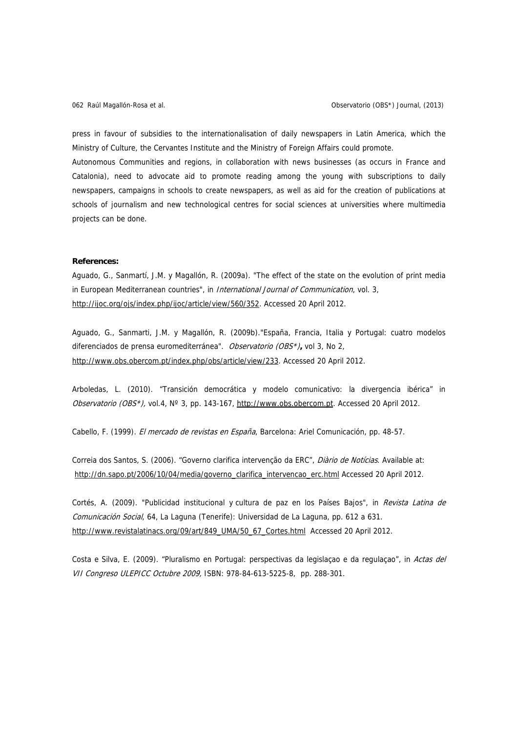press in favour of subsidies to the internationalisation of daily newspapers in Latin America, which the Ministry of Culture, the Cervantes Institute and the Ministry of Foreign Affairs could promote.

Autonomous Communities and regions, in collaboration with news businesses (as occurs in France and Catalonia), need to advocate aid to promote reading among the young with subscriptions to daily newspapers, campaigns in schools to create newspapers, as well as aid for the creation of publications at schools of journalism and new technological centres for social sciences at universities where multimedia projects can be done.

**References:**

Aguado, G., Sanmartí, J.M. y Magallón, R. (2009a). "The effect of the state on the evolution of print media in European Mediterranean countries", in *International Journal of Communication*, vol. 3, http://ijoc.org/ojs/index.php/ijoc/article/view/560/352. Accessed 20 April 2012.

Aguado, G., Sanmarti, J.M. y Magallón, R. (2009b)."España, Francia, Italia y Portugal: cuatro modelos diferenciados de prensa euromediterránea". *Observatorio (OBS\*)*, vol 3, No 2, http://www.obs.obercom.pt/index.php/obs/article/view/233. Accessed 20 April 2012.

Arboledas, L. (2010). "Transición democrática y modelo comunicativo: la divergencia ibérica" in *Observatorio (OBS\*),* vol.4, Nº 3, pp. 143-167, http://www.obs.obercom.pt. Accessed 20 April 2012.

Cabello, F. (1999). *El mercado de revistas en España*, Barcelona: Ariel Comunicación, pp. 48-57.

Correia dos Santos, S. (2006). "Governo clarifica intervenção da ERC", *Diàrio de Notícias*. Available at: http://dn.sapo.pt/2006/10/04/media/governo_clarifica_intervencao_erc.html Accessed 20 April 2012.

Cortés, A. (2009). "Publicidad institucional y cultura de paz en los Países Bajos", in *Revista Latina de Comunicación Social*, 64, La Laguna (Tenerife): Universidad de La Laguna, pp. 612 a 631. http://www.revistalatinacs.org/09/art/849_UMA/50_67_Cortes.html Accessed 20 April 2012.

Costa e Silva, E. (2009). "Pluralismo en Portugal: perspectivas da legislaçao e da regulaçao", in *Actas del VII Congreso ULEPICC Octubre 2009,* ISBN: 978-84-613-5225-8, pp. 288-301.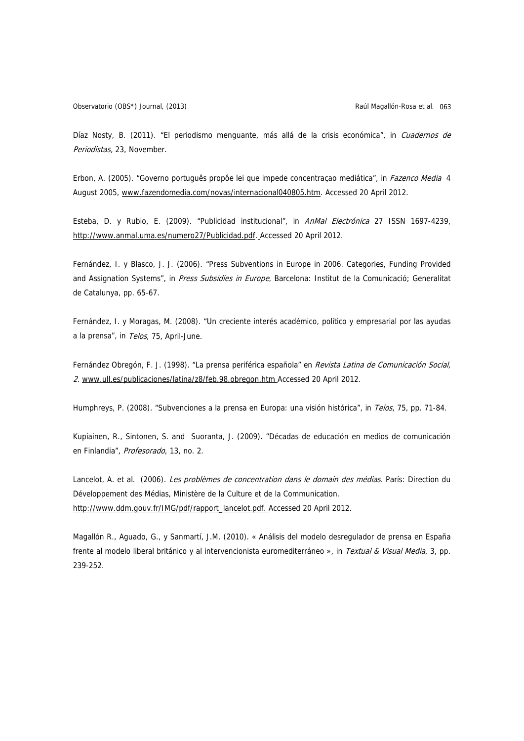Díaz Nosty, B. (2011). "El periodismo menguante, más allá de la crisis económica", in *Cuadernos de Periodistas,* 23, November.

Erbon, A. (2005). "Governo português propôe lei que impede concentraçao mediática", in *Fazenco Media* 4 August 2005, www.fazendomedia.com/novas/internacional040805.htm. Accessed 20 April 2012.

Esteba, D. y Rubio, E. (2009). "Publicidad institucional", in *AnMal Electrónica* 27 ISSN 1697-4239, http://www.anmal.uma.es/numero27/Publicidad.pdf. Accessed 20 April 2012.

Fernández, I. y Blasco, J. J. (2006). "Press Subventions in Europe in 2006. Categories, Funding Provided and Assignation Systems", in *Press Subsidies in Europe*, Barcelona: Institut de la Comunicació; Generalitat de Catalunya, pp. 65-67.

Fernández, I. y Moragas, M. (2008). "Un creciente interés académico, político y empresarial por las ayudas a la prensa", in *Telos*, 75, April-June.

Fernández Obregón, F. J. (1998). "La prensa periférica española" en *Revista Latina de Comunicación Social, 2.* www.ull.es/publicaciones/latina/z8/feb.98.obregon.htm Accessed 20 April 2012.

Humphreys, P. (2008). "Subvenciones a la prensa en Europa: una visión histórica", in *Telos*, 75, pp. 71-84.

Kupiainen, R., Sintonen, S. and Suoranta, J. (2009). "Décadas de educación en medios de comunicación en Finlandia", *Profesorado*, 13, no. 2.

Lancelot, A. et al. (2006). *Les problèmes de concentration dans le domain des médias.* París: Direction du Développement des Médias, Ministère de la Culture et de la Communication. http://www.ddm.gouv.fr/IMG/pdf/rapport_lancelot.pdf. Accessed 20 April 2012.

Magallón R., Aguado, G., y Sanmartí, J.M. (2010). « Análisis del modelo desregulador de prensa en España frente al modelo liberal británico y al intervencionista euromediterráneo », in *Textual & Visual Media*, 3, pp. 239-252.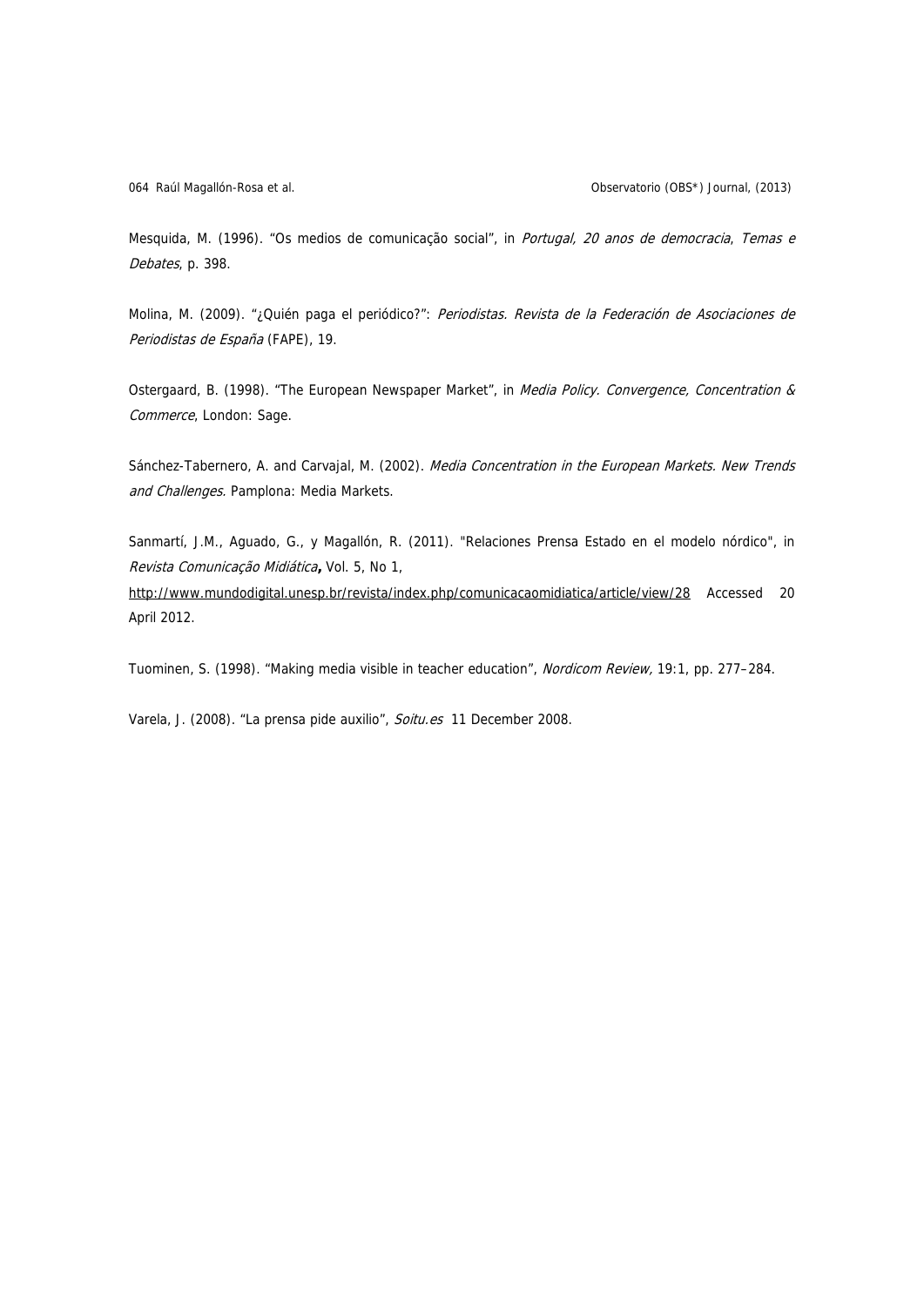Mesquida, M. (1996). "Os medios de comunicação social", in *Portugal, 20 anos de democracia*, *Temas e Debates*, p. 398.

Molina, M. (2009). "¿Quién paga el periódico?": *Periodistas. Revista de la Federación de Asociaciones de Periodistas de España* (FAPE), 19.

Ostergaard, B. (1998). "The European Newspaper Market", in *Media Policy. Convergence, Concentration & Commerce*, London: Sage.

Sánchez-Tabernero, A. and Carvajal, M. (2002). *Media Concentration in the European Markets. New Trends and Challenges.* Pamplona: Media Markets.

Sanmartí, J.M., Aguado, G., y Magallón, R. (2011). "Relaciones Prensa Estado en el modelo nórdico", in *Revista Comunicação Midiática***,** Vol. 5, No 1, http://www.mundodigital.unesp.br/revista/index.php/comunicacaomidiatica/article/view/28 Accessed 20 April 2012.

Tuominen, S. (1998). "Making media visible in teacher education", *Nordicom Review,* 19:1, pp. 277–284.

Varela, J. (2008). "La prensa pide auxilio", *Soitu.es* 11 December 2008.